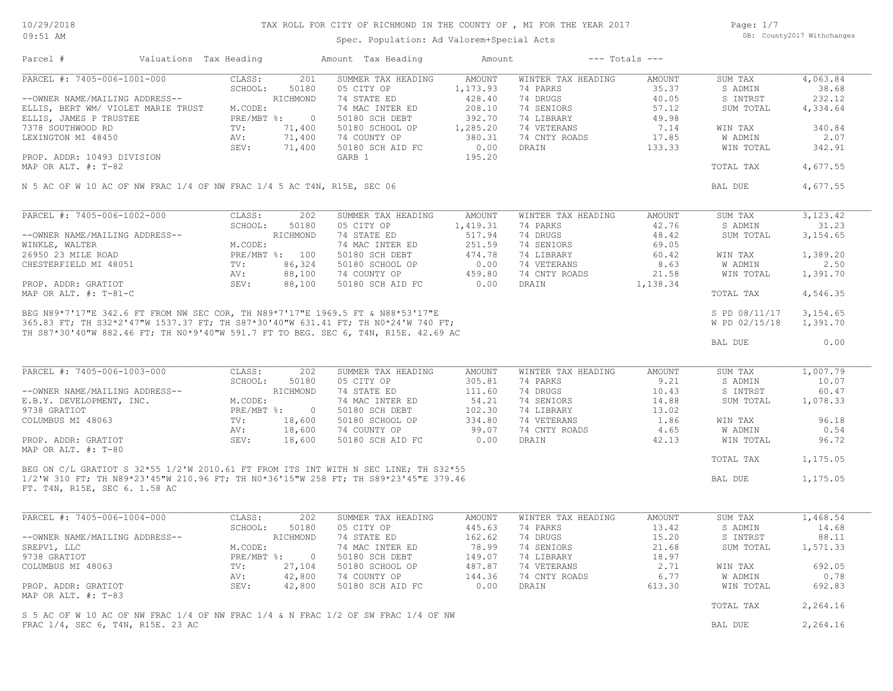TAX ROLL FOR CITY OF RICHMOND IN THE COUNTY OF , MI FOR THE YEAR 2017

Spec. Population: Ad Valorem+Special Acts

10/29/2018
09:51 AM

DB: County2017 Withchanges

| Parcel # | Valuations | Tax Heading | Amount | Tax Heading | Amount | --- Totals --- | |
|---|---|---|---|---|---|---|---|

## PARCEL #: 7405-006-1001-000

| | | | | | | | |
|---|---|---|---|---|---|---|---|
| PARCEL #: 7405-006-1001-000 | CLASS: 201 | SUMMER TAX HEADING | AMOUNT | WINTER TAX HEADING | AMOUNT | SUM TAX | 4,063.84 |
| | SCHOOL: 50180 | 05 CITY OP | 1,173.93 | 74 PARKS | 35.37 | S ADMIN | 38.68 |
| --OWNER NAME/MAILING ADDRESS-- | RICHMOND | 74 STATE ED | 428.40 | 74 DRUGS | 40.05 | S INTRST | 232.12 |
| ELLIS, BERT WM/ VIOLET MARIE TRUST | M.CODE: | 74 MAC INTER ED | 208.10 | 74 SENIORS | 57.12 | SUM TOTAL | 4,334.64 |
| ELLIS, JAMES P TRUSTEE | PRE/MBT %: 0 | 50180 SCH DEBT | 392.70 | 74 LIBRARY | 49.98 | | |
| 7378 SOUTHWOOD RD | TV: 71,400 | 50180 SCHOOL OP | 1,285.20 | 74 VETERANS | 7.14 | WIN TAX | 340.84 |
| LEXINGTON MI 48450 | AV: 71,400 | 74 COUNTY OP | 380.31 | 74 CNTY ROADS | 17.85 | W ADMIN | 2.07 |
| | SEV: 71,400 | 50180 SCH AID FC | 0.00 | DRAIN | 133.33 | WIN TOTAL | 342.91 |
| PROP. ADDR: 10493 DIVISION | | GARB 1 | 195.20 | | | | |
| MAP OR ALT. #: T-82 | | | | | | TOTAL TAX | 4,677.55 |

N 5 AC OF W 10 AC OF NW FRAC 1/4 OF NW FRAC 1/4 5 AC T4N, R15E, SEC 06

BAL DUE 4,677.55

## PARCEL #: 7405-006-1002-000

| | | | | | | | |
|---|---|---|---|---|---|---|---|
| PARCEL #: 7405-006-1002-000 | CLASS: 202 | SUMMER TAX HEADING | AMOUNT | WINTER TAX HEADING | AMOUNT | SUM TAX | 3,123.42 |
| | SCHOOL: 50180 | 05 CITY OP | 1,419.31 | 74 PARKS | 42.76 | S ADMIN | 31.23 |
| --OWNER NAME/MAILING ADDRESS-- | RICHMOND | 74 STATE ED | 517.94 | 74 DRUGS | 48.42 | SUM TOTAL | 3,154.65 |
| WINKLE, WALTER | M.CODE: | 74 MAC INTER ED | 251.59 | 74 SENIORS | 69.05 | | |
| 26950 23 MILE ROAD | PRE/MBT %: 100 | 50180 SCH DEBT | 474.78 | 74 LIBRARY | 60.42 | WIN TAX | 1,389.20 |
| CHESTERFIELD MI 48051 | TV: 86,324 | 50180 SCHOOL OP | 0.00 | 74 VETERANS | 8.63 | W ADMIN | 2.50 |
| | AV: 88,100 | 74 COUNTY OP | 459.80 | 74 CNTY ROADS | 21.58 | WIN TOTAL | 1,391.70 |
| PROP. ADDR: GRATIOT | SEV: 88,100 | 50180 SCH AID FC | 0.00 | DRAIN | 1,138.34 | | |
| MAP OR ALT. #: T-81-C | | | | | | TOTAL TAX | 4,546.35 |

BEG N89*7'17"E 342.6 FT FROM NW SEC COR, TH N89*7'17"E 1969.5 FT & N88*53'17"E 365.83 FT; TH S32*2'47"W 1537.37 FT; TH S87*30'40"W 631.41 FT; TH N0*24'W 740 FT; TH S87*30'40"W 882.46 FT; TH N0*9'40"W 591.7 FT TO BEG. SEC 6, T4N, R15E. 42.69 AC

S PD 08/11/17 3,154.65
W PD 02/15/18 1,391.70

BAL DUE 0.00

## PARCEL #: 7405-006-1003-000

| | | | | | | | |
|---|---|---|---|---|---|---|---|
| PARCEL #: 7405-006-1003-000 | CLASS: 202 | SUMMER TAX HEADING | AMOUNT | WINTER TAX HEADING | AMOUNT | SUM TAX | 1,007.79 |
| | SCHOOL: 50180 | 05 CITY OP | 305.81 | 74 PARKS | 9.21 | S ADMIN | 10.07 |
| --OWNER NAME/MAILING ADDRESS-- | RICHMOND | 74 STATE ED | 111.60 | 74 DRUGS | 10.43 | S INTRST | 60.47 |
| E.B.Y. DEVELOPMENT, INC. | M.CODE: | 74 MAC INTER ED | 54.21 | 74 SENIORS | 14.88 | SUM TOTAL | 1,078.33 |
| 9738 GRATIOT | PRE/MBT %: 0 | 50180 SCH DEBT | 102.30 | 74 LIBRARY | 13.02 | | |
| COLUMBUS MI 48063 | TV: 18,600 | 50180 SCHOOL OP | 334.80 | 74 VETERANS | 1.86 | WIN TAX | 96.18 |
| | AV: 18,600 | 74 COUNTY OP | 99.07 | 74 CNTY ROADS | 4.65 | W ADMIN | 0.54 |
| PROP. ADDR: GRATIOT | SEV: 18,600 | 50180 SCH AID FC | 0.00 | DRAIN | 42.13 | WIN TOTAL | 96.72 |
| MAP OR ALT. #: T-80 | | | | | | | |
| | | | | | | TOTAL TAX | 1,175.05 |

BEG ON C/L GRATIOT S 32*55 1/2'W 2010.61 FT FROM ITS INT WITH N SEC LINE; TH S32*55 1/2'W 310 FT; TH N89*23'45"W 210.96 FT; TH N0*36'15"W 258 FT; TH S89*23'45"E 379.46 FT. T4N, R15E, SEC 6. 1.58 AC

BAL DUE 1,175.05

## PARCEL #: 7405-006-1004-000

| | | | | | | | |
|---|---|---|---|---|---|---|---|
| PARCEL #: 7405-006-1004-000 | CLASS: 202 | SUMMER TAX HEADING | AMOUNT | WINTER TAX HEADING | AMOUNT | SUM TAX | 1,468.54 |
| | SCHOOL: 50180 | 05 CITY OP | 445.63 | 74 PARKS | 13.42 | S ADMIN | 14.68 |
| --OWNER NAME/MAILING ADDRESS-- | RICHMOND | 74 STATE ED | 162.62 | 74 DRUGS | 15.20 | S INTRST | 88.11 |
| SREPV1, LLC | M.CODE: | 74 MAC INTER ED | 78.99 | 74 SENIORS | 21.68 | SUM TOTAL | 1,571.33 |
| 9738 GRATIOT | PRE/MBT %: 0 | 50180 SCH DEBT | 149.07 | 74 LIBRARY | 18.97 | | |
| COLUMBUS MI 48063 | TV: 27,104 | 50180 SCHOOL OP | 487.87 | 74 VETERANS | 2.71 | WIN TAX | 692.05 |
| | AV: 42,800 | 74 COUNTY OP | 144.36 | 74 CNTY ROADS | 6.77 | W ADMIN | 0.78 |
| PROP. ADDR: GRATIOT | SEV: 42,800 | 50180 SCH AID FC | 0.00 | DRAIN | 613.30 | WIN TOTAL | 692.83 |
| MAP OR ALT. #: T-83 | | | | | | | |
| | | | | | | TOTAL TAX | 2,264.16 |

S 5 AC OF W 10 AC OF NW FRAC 1/4 OF NW FRAC 1/4 & N FRAC 1/2 OF SW FRAC 1/4 OF NW FRAC 1/4, SEC 6, T4N, R15E. 23 AC

BAL DUE 2,264.16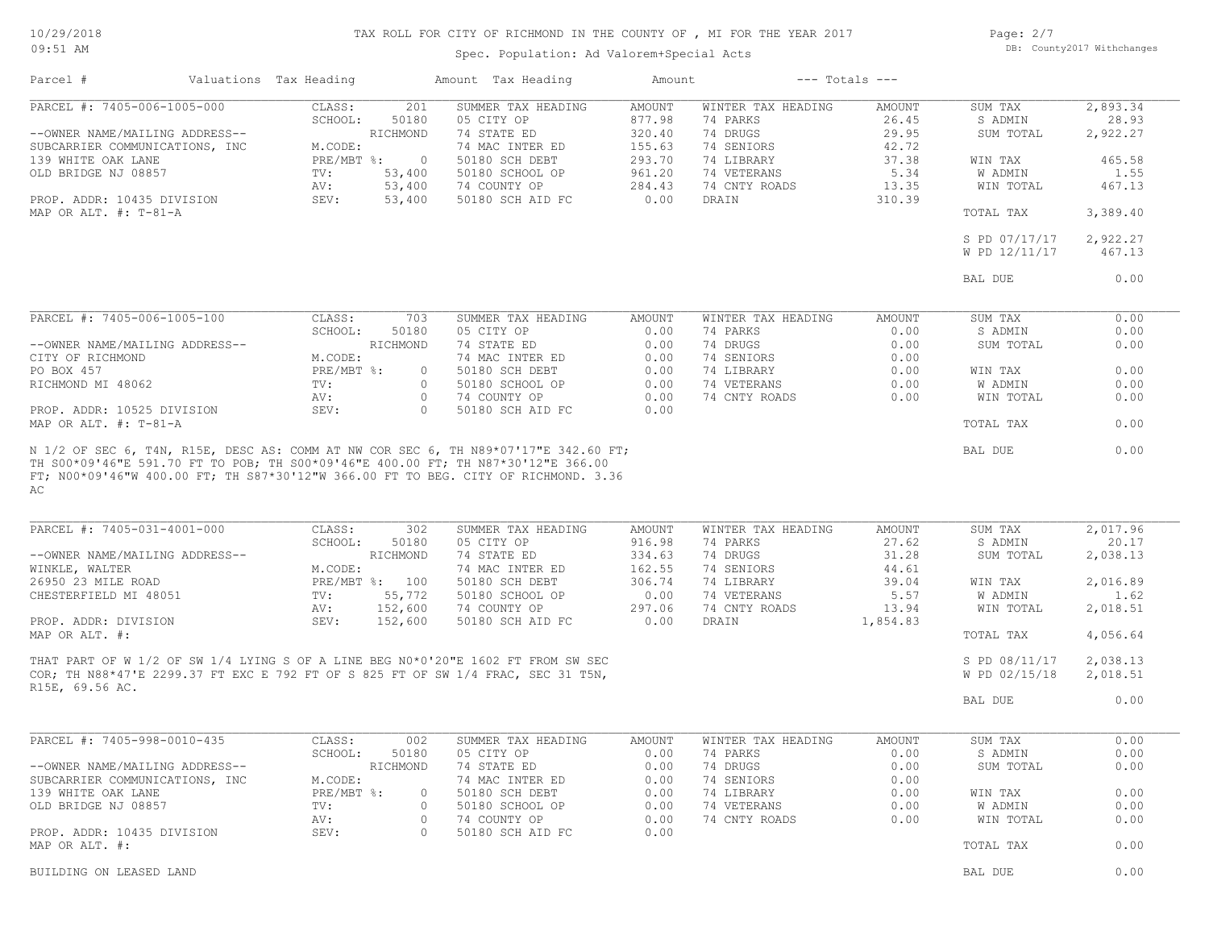TAX ROLL FOR CITY OF RICHMOND IN THE COUNTY OF , MI FOR THE YEAR 2017

Spec. Population: Ad Valorem+Special Acts

DB: County2017 Withchanges

| Parcel # | Valuations | Tax Heading | Amount | Tax Heading | Amount | --- Totals --- | |
|---|---|---|---|---|---|---|---|

## PARCEL #: 7405-006-1005-000

| Owner / Property | Valuations | | Summer Tax Heading | Amount | Winter Tax Heading | Amount | Totals | |
|---|---|---|---|---|---|---|---|---|
| --OWNER NAME/MAILING ADDRESS-- | CLASS: | 201 | SUMMER TAX HEADING | AMOUNT | WINTER TAX HEADING | AMOUNT | SUM TAX | 2,893.34 |
| SUBCARRIER COMMUNICATIONS, INC | SCHOOL: | 50180 | 05 CITY OP | 877.98 | 74 PARKS | 26.45 | S ADMIN | 28.93 |
| 139 WHITE OAK LANE | | RICHMOND | 74 STATE ED | 320.40 | 74 DRUGS | 29.95 | SUM TOTAL | 2,922.27 |
| OLD BRIDGE NJ 08857 | M.CODE: | | 74 MAC INTER ED | 155.63 | 74 SENIORS | 42.72 | | |
| | PRE/MBT %: | 0 | 50180 SCH DEBT | 293.70 | 74 LIBRARY | 37.38 | WIN TAX | 465.58 |
| PROP. ADDR: 10435 DIVISION | TV: | 53,400 | 50180 SCHOOL OP | 961.20 | 74 VETERANS | 5.34 | W ADMIN | 1.55 |
| MAP OR ALT. #: T-81-A | AV: | 53,400 | 74 COUNTY OP | 284.43 | 74 CNTY ROADS | 13.35 | WIN TOTAL | 467.13 |
| | SEV: | 53,400 | 50180 SCH AID FC | 0.00 | DRAIN | 310.39 | | |
| | | | | | | | TOTAL TAX | 3,389.40 |
| | | | | | | | S PD 07/17/17 | 2,922.27 |
| | | | | | | | W PD 12/11/17 | 467.13 |
| | | | | | | | BAL DUE | 0.00 |

## PARCEL #: 7405-006-1005-100

| Owner / Property | Valuations | | Summer Tax Heading | Amount | Winter Tax Heading | Amount | Totals | |
|---|---|---|---|---|---|---|---|---|
| --OWNER NAME/MAILING ADDRESS-- | CLASS: | 703 | SUMMER TAX HEADING | AMOUNT | WINTER TAX HEADING | AMOUNT | SUM TAX | 0.00 |
| CITY OF RICHMOND | SCHOOL: | 50180 | 05 CITY OP | 0.00 | 74 PARKS | 0.00 | S ADMIN | 0.00 |
| PO BOX 457 | | RICHMOND | 74 STATE ED | 0.00 | 74 DRUGS | 0.00 | SUM TOTAL | 0.00 |
| RICHMOND MI 48062 | M.CODE: | | 74 MAC INTER ED | 0.00 | 74 SENIORS | 0.00 | | |
| | PRE/MBT %: | 0 | 50180 SCH DEBT | 0.00 | 74 LIBRARY | 0.00 | WIN TAX | 0.00 |
| PROP. ADDR: 10525 DIVISION | TV: | 0 | 50180 SCHOOL OP | 0.00 | 74 VETERANS | 0.00 | W ADMIN | 0.00 |
| MAP OR ALT. #: T-81-A | AV: | 0 | 74 COUNTY OP | 0.00 | 74 CNTY ROADS | 0.00 | WIN TOTAL | 0.00 |
| | SEV: | 0 | 50180 SCH AID FC | 0.00 | | | | |
| | | | | | | | TOTAL TAX | 0.00 |
| | | | | | | | BAL DUE | 0.00 |

N 1/2 OF SEC 6, T4N, R15E, DESC AS: COMM AT NW COR SEC 6, TH N89*07'17"E 342.60 FT; TH S00*09'46"E 591.70 FT TO POB; TH S00*09'46"E 400.00 FT; TH N87*30'12"E 366.00 FT; N00*09'46"W 400.00 FT; TH S87*30'12"W 366.00 FT TO BEG. CITY OF RICHMOND. 3.36 AC

## PARCEL #: 7405-031-4001-000

| Owner / Property | Valuations | | Summer Tax Heading | Amount | Winter Tax Heading | Amount | Totals | |
|---|---|---|---|---|---|---|---|---|
| --OWNER NAME/MAILING ADDRESS-- | CLASS: | 302 | SUMMER TAX HEADING | AMOUNT | WINTER TAX HEADING | AMOUNT | SUM TAX | 2,017.96 |
| WINKLE, WALTER | SCHOOL: | 50180 | 05 CITY OP | 916.98 | 74 PARKS | 27.62 | S ADMIN | 20.17 |
| 26950 23 MILE ROAD | | RICHMOND | 74 STATE ED | 334.63 | 74 DRUGS | 31.28 | SUM TOTAL | 2,038.13 |
| CHESTERFIELD MI 48051 | M.CODE: | | 74 MAC INTER ED | 162.55 | 74 SENIORS | 44.61 | | |
| | PRE/MBT %: | 100 | 50180 SCH DEBT | 306.74 | 74 LIBRARY | 39.04 | WIN TAX | 2,016.89 |
| PROP. ADDR: DIVISION | TV: | 55,772 | 50180 SCHOOL OP | 0.00 | 74 VETERANS | 5.57 | W ADMIN | 1.62 |
| MAP OR ALT. #: | AV: | 152,600 | 74 COUNTY OP | 297.06 | 74 CNTY ROADS | 13.94 | WIN TOTAL | 2,018.51 |
| | SEV: | 152,600 | 50180 SCH AID FC | 0.00 | DRAIN | 1,854.83 | | |
| | | | | | | | TOTAL TAX | 4,056.64 |
| | | | | | | | S PD 08/11/17 | 2,038.13 |
| | | | | | | | W PD 02/15/18 | 2,018.51 |
| | | | | | | | BAL DUE | 0.00 |

THAT PART OF W 1/2 OF SW 1/4 LYING S OF A LINE BEG N0*0'20"E 1602 FT FROM SW SEC COR; TH N88*47'E 2299.37 FT EXC E 792 FT OF S 825 FT OF SW 1/4 FRAC, SEC 31 T5N, R15E, 69.56 AC.

## PARCEL #: 7405-998-0010-435

| Owner / Property | Valuations | | Summer Tax Heading | Amount | Winter Tax Heading | Amount | Totals | |
|---|---|---|---|---|---|---|---|---|
| --OWNER NAME/MAILING ADDRESS-- | CLASS: | 002 | SUMMER TAX HEADING | AMOUNT | WINTER TAX HEADING | AMOUNT | SUM TAX | 0.00 |
| SUBCARRIER COMMUNICATIONS, INC | SCHOOL: | 50180 | 05 CITY OP | 0.00 | 74 PARKS | 0.00 | S ADMIN | 0.00 |
| 139 WHITE OAK LANE | | RICHMOND | 74 STATE ED | 0.00 | 74 DRUGS | 0.00 | SUM TOTAL | 0.00 |
| OLD BRIDGE NJ 08857 | M.CODE: | | 74 MAC INTER ED | 0.00 | 74 SENIORS | 0.00 | | |
| | PRE/MBT %: | 0 | 50180 SCH DEBT | 0.00 | 74 LIBRARY | 0.00 | WIN TAX | 0.00 |
| PROP. ADDR: 10435 DIVISION | TV: | 0 | 50180 SCHOOL OP | 0.00 | 74 VETERANS | 0.00 | W ADMIN | 0.00 |
| MAP OR ALT. #: | AV: | 0 | 74 COUNTY OP | 0.00 | 74 CNTY ROADS | 0.00 | WIN TOTAL | 0.00 |
| | SEV: | 0 | 50180 SCH AID FC | 0.00 | | | | |
| | | | | | | | TOTAL TAX | 0.00 |
| | | | | | | | BAL DUE | 0.00 |

BUILDING ON LEASED LAND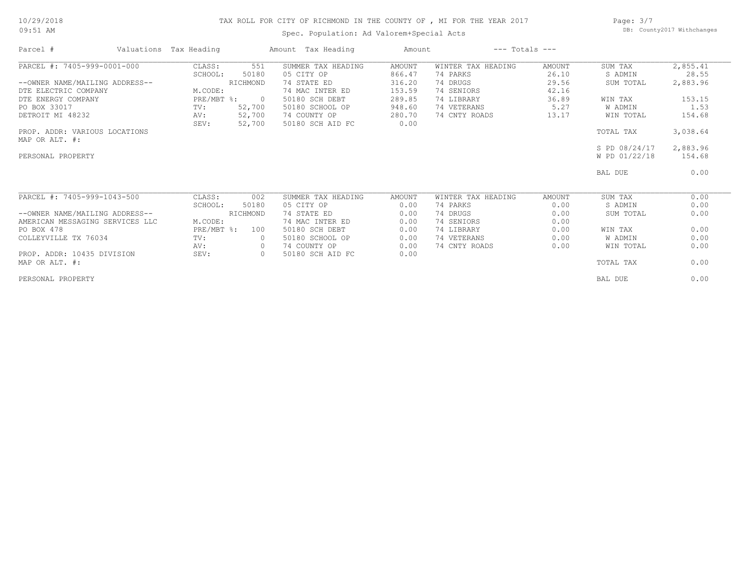# TAX ROLL FOR CITY OF RICHMOND IN THE COUNTY OF , MI FOR THE YEAR 2017

Spec. Population: Ad Valorem+Special Acts

DB: County2017 Withchanges

| Parcel # | Valuations | Tax Heading | Amount | Tax Heading | Amount | --- Totals --- | |
|---|---|---|---|---|---|---|---|
| PARCEL #: 7405-999-0001-000 | CLASS: 551 | SUMMER TAX HEADING | AMOUNT | WINTER TAX HEADING | AMOUNT | SUM TAX | 2,855.41 |
| | SCHOOL: 50180 | 05 CITY OP | 866.47 | 74 PARKS | 26.10 | S ADMIN | 28.55 |
| --OWNER NAME/MAILING ADDRESS-- | RICHMOND | 74 STATE ED | 316.20 | 74 DRUGS | 29.56 | SUM TOTAL | 2,883.96 |
| DTE ELECTRIC COMPANY | M.CODE: | 74 MAC INTER ED | 153.59 | 74 SENIORS | 42.16 | | |
| DTE ENERGY COMPANY | PRE/MBT %: 0 | 50180 SCH DEBT | 289.85 | 74 LIBRARY | 36.89 | WIN TAX | 153.15 |
| PO BOX 33017 | TV: 52,700 | 50180 SCHOOL OP | 948.60 | 74 VETERANS | 5.27 | W ADMIN | 1.53 |
| DETROIT MI 48232 | AV: 52,700 | 74 COUNTY OP | 280.70 | 74 CNTY ROADS | 13.17 | WIN TOTAL | 154.68 |
| | SEV: 52,700 | 50180 SCH AID FC | 0.00 | | | | |
| PROP. ADDR: VARIOUS LOCATIONS | | | | | | TOTAL TAX | 3,038.64 |
| MAP OR ALT. #: | | | | | | | |
| | | | | | | S PD 08/24/17 | 2,883.96 |
| PERSONAL PROPERTY | | | | | | W PD 01/22/18 | 154.68 |
| | | | | | | BAL DUE | 0.00 |

| Parcel # | Valuations | Tax Heading | Amount | Tax Heading | Amount | --- Totals --- | |
|---|---|---|---|---|---|---|---|
| PARCEL #: 7405-999-1043-500 | CLASS: 002 | SUMMER TAX HEADING | AMOUNT | WINTER TAX HEADING | AMOUNT | SUM TAX | 0.00 |
| | SCHOOL: 50180 | 05 CITY OP | 0.00 | 74 PARKS | 0.00 | S ADMIN | 0.00 |
| --OWNER NAME/MAILING ADDRESS-- | RICHMOND | 74 STATE ED | 0.00 | 74 DRUGS | 0.00 | SUM TOTAL | 0.00 |
| AMERICAN MESSAGING SERVICES LLC | M.CODE: | 74 MAC INTER ED | 0.00 | 74 SENIORS | 0.00 | | |
| PO BOX 478 | PRE/MBT %: 100 | 50180 SCH DEBT | 0.00 | 74 LIBRARY | 0.00 | WIN TAX | 0.00 |
| COLLEYVILLE TX 76034 | TV: 0 | 50180 SCHOOL OP | 0.00 | 74 VETERANS | 0.00 | W ADMIN | 0.00 |
| | AV: 0 | 74 COUNTY OP | 0.00 | 74 CNTY ROADS | 0.00 | WIN TOTAL | 0.00 |
| PROP. ADDR: 10435 DIVISION | SEV: 0 | 50180 SCH AID FC | 0.00 | | | | |
| MAP OR ALT. #: | | | | | | TOTAL TAX | 0.00 |
| PERSONAL PROPERTY | | | | | | BAL DUE | 0.00 |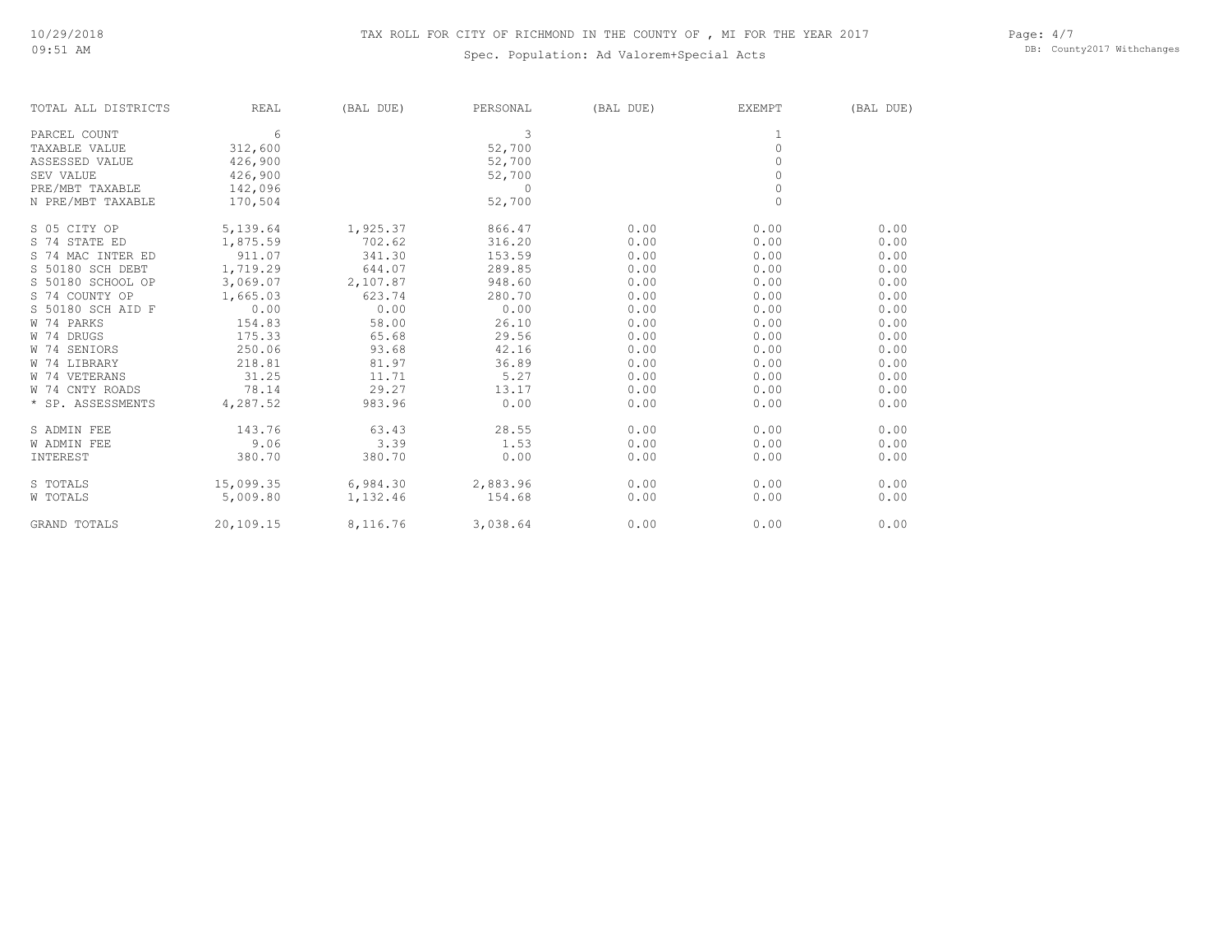# TAX ROLL FOR CITY OF RICHMOND IN THE COUNTY OF , MI FOR THE YEAR 2017

Spec. Population: Ad Valorem+Special Acts

| TOTAL ALL DISTRICTS | REAL | (BAL DUE) | PERSONAL | (BAL DUE) | EXEMPT | (BAL DUE) |
|---|---|---|---|---|---|---|
| PARCEL COUNT | 6 | | 3 | | 1 | |
| TAXABLE VALUE | 312,600 | | 52,700 | | 0 | |
| ASSESSED VALUE | 426,900 | | 52,700 | | 0 | |
| SEV VALUE | 426,900 | | 52,700 | | 0 | |
| PRE/MBT TAXABLE | 142,096 | | 0 | | 0 | |
| N PRE/MBT TAXABLE | 170,504 | | 52,700 | | 0 | |
| S 05 CITY OP | 5,139.64 | 1,925.37 | 866.47 | 0.00 | 0.00 | 0.00 |
| S 74 STATE ED | 1,875.59 | 702.62 | 316.20 | 0.00 | 0.00 | 0.00 |
| S 74 MAC INTER ED | 911.07 | 341.30 | 153.59 | 0.00 | 0.00 | 0.00 |
| S 50180 SCH DEBT | 1,719.29 | 644.07 | 289.85 | 0.00 | 0.00 | 0.00 |
| S 50180 SCHOOL OP | 3,069.07 | 2,107.87 | 948.60 | 0.00 | 0.00 | 0.00 |
| S 74 COUNTY OP | 1,665.03 | 623.74 | 280.70 | 0.00 | 0.00 | 0.00 |
| S 50180 SCH AID F | 0.00 | 0.00 | 0.00 | 0.00 | 0.00 | 0.00 |
| W 74 PARKS | 154.83 | 58.00 | 26.10 | 0.00 | 0.00 | 0.00 |
| W 74 DRUGS | 175.33 | 65.68 | 29.56 | 0.00 | 0.00 | 0.00 |
| W 74 SENIORS | 250.06 | 93.68 | 42.16 | 0.00 | 0.00 | 0.00 |
| W 74 LIBRARY | 218.81 | 81.97 | 36.89 | 0.00 | 0.00 | 0.00 |
| W 74 VETERANS | 31.25 | 11.71 | 5.27 | 0.00 | 0.00 | 0.00 |
| W 74 CNTY ROADS | 78.14 | 29.27 | 13.17 | 0.00 | 0.00 | 0.00 |
| * SP. ASSESSMENTS | 4,287.52 | 983.96 | 0.00 | 0.00 | 0.00 | 0.00 |
| S ADMIN FEE | 143.76 | 63.43 | 28.55 | 0.00 | 0.00 | 0.00 |
| W ADMIN FEE | 9.06 | 3.39 | 1.53 | 0.00 | 0.00 | 0.00 |
| INTEREST | 380.70 | 380.70 | 0.00 | 0.00 | 0.00 | 0.00 |
| S TOTALS | 15,099.35 | 6,984.30 | 2,883.96 | 0.00 | 0.00 | 0.00 |
| W TOTALS | 5,009.80 | 1,132.46 | 154.68 | 0.00 | 0.00 | 0.00 |
| GRAND TOTALS | 20,109.15 | 8,116.76 | 3,038.64 | 0.00 | 0.00 | 0.00 |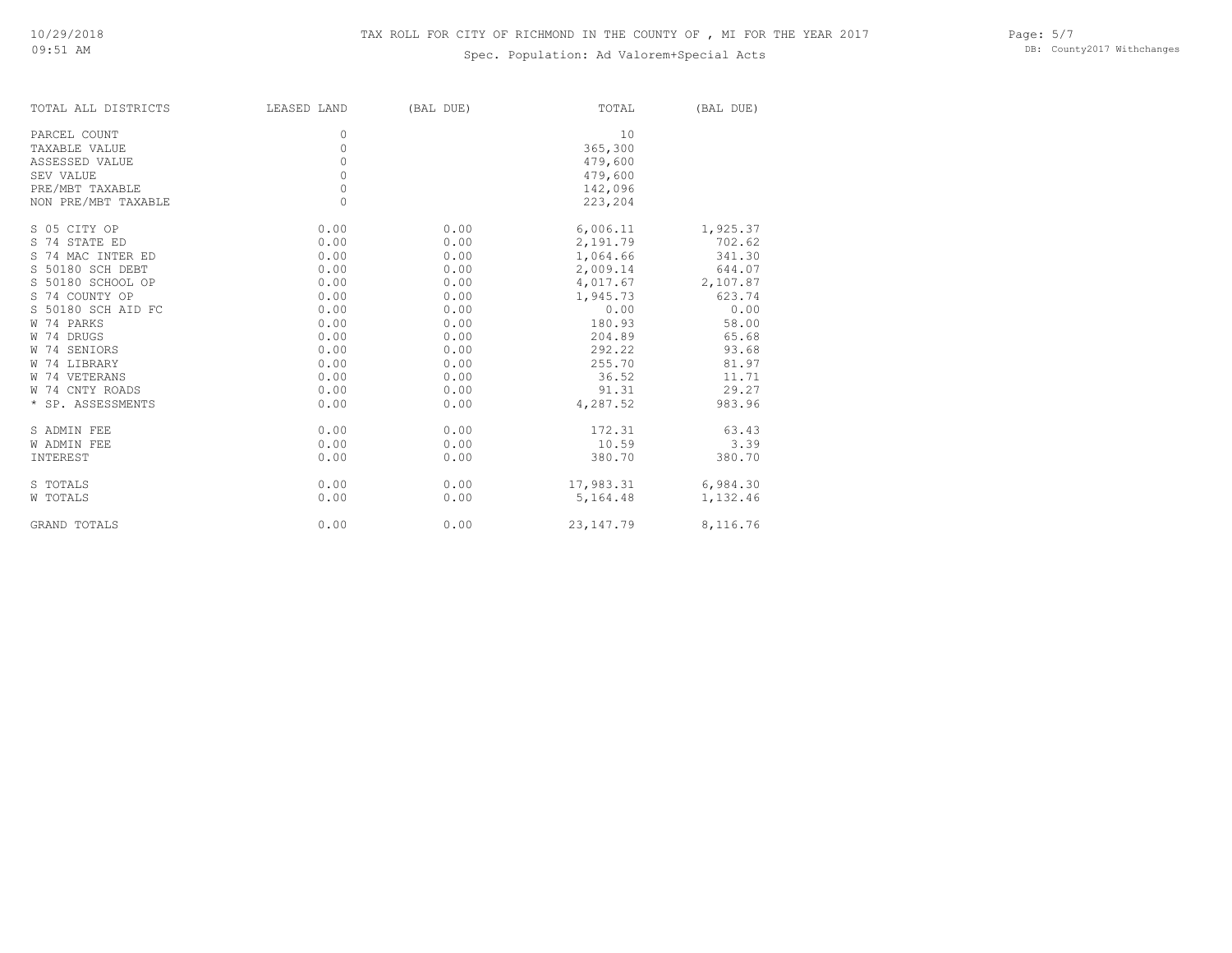# TAX ROLL FOR CITY OF RICHMOND IN THE COUNTY OF , MI FOR THE YEAR 2017

Spec. Population: Ad Valorem+Special Acts

| TOTAL ALL DISTRICTS | LEASED LAND | (BAL DUE) | TOTAL | (BAL DUE) |
|---|---|---|---|---|
| PARCEL COUNT | 0 | | 10 | |
| TAXABLE VALUE | 0 | | 365,300 | |
| ASSESSED VALUE | 0 | | 479,600 | |
| SEV VALUE | 0 | | 479,600 | |
| PRE/MBT TAXABLE | 0 | | 142,096 | |
| NON PRE/MBT TAXABLE | 0 | | 223,204 | |
| S 05 CITY OP | 0.00 | 0.00 | 6,006.11 | 1,925.37 |
| S 74 STATE ED | 0.00 | 0.00 | 2,191.79 | 702.62 |
| S 74 MAC INTER ED | 0.00 | 0.00 | 1,064.66 | 341.30 |
| S 50180 SCH DEBT | 0.00 | 0.00 | 2,009.14 | 644.07 |
| S 50180 SCHOOL OP | 0.00 | 0.00 | 4,017.67 | 2,107.87 |
| S 74 COUNTY OP | 0.00 | 0.00 | 1,945.73 | 623.74 |
| S 50180 SCH AID FC | 0.00 | 0.00 | 0.00 | 0.00 |
| W 74 PARKS | 0.00 | 0.00 | 180.93 | 58.00 |
| W 74 DRUGS | 0.00 | 0.00 | 204.89 | 65.68 |
| W 74 SENIORS | 0.00 | 0.00 | 292.22 | 93.68 |
| W 74 LIBRARY | 0.00 | 0.00 | 255.70 | 81.97 |
| W 74 VETERANS | 0.00 | 0.00 | 36.52 | 11.71 |
| W 74 CNTY ROADS | 0.00 | 0.00 | 91.31 | 29.27 |
| * SP. ASSESSMENTS | 0.00 | 0.00 | 4,287.52 | 983.96 |
| S ADMIN FEE | 0.00 | 0.00 | 172.31 | 63.43 |
| W ADMIN FEE | 0.00 | 0.00 | 10.59 | 3.39 |
| INTEREST | 0.00 | 0.00 | 380.70 | 380.70 |
| S TOTALS | 0.00 | 0.00 | 17,983.31 | 6,984.30 |
| W TOTALS | 0.00 | 0.00 | 5,164.48 | 1,132.46 |
| GRAND TOTALS | 0.00 | 0.00 | 23,147.79 | 8,116.76 |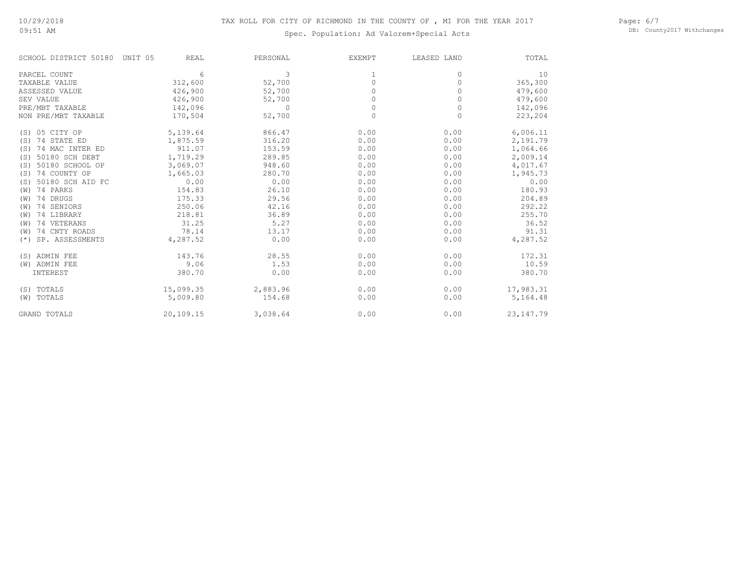# TAX ROLL FOR CITY OF RICHMOND IN THE COUNTY OF , MI FOR THE YEAR 2017

Spec. Population: Ad Valorem+Special Acts

| SCHOOL DISTRICT 50180 UNIT 05 | REAL | PERSONAL | EXEMPT | LEASED LAND | TOTAL |
|---|---|---|---|---|---|
| PARCEL COUNT | 6 | 3 | 1 | 0 | 10 |
| TAXABLE VALUE | 312,600 | 52,700 | 0 | 0 | 365,300 |
| ASSESSED VALUE | 426,900 | 52,700 | 0 | 0 | 479,600 |
| SEV VALUE | 426,900 | 52,700 | 0 | 0 | 479,600 |
| PRE/MBT TAXABLE | 142,096 | 0 | 0 | 0 | 142,096 |
| NON PRE/MBT TAXABLE | 170,504 | 52,700 | 0 | 0 | 223,204 |
| (S) 05 CITY OP | 5,139.64 | 866.47 | 0.00 | 0.00 | 6,006.11 |
| (S) 74 STATE ED | 1,875.59 | 316.20 | 0.00 | 0.00 | 2,191.79 |
| (S) 74 MAC INTER ED | 911.07 | 153.59 | 0.00 | 0.00 | 1,064.66 |
| (S) 50180 SCH DEBT | 1,719.29 | 289.85 | 0.00 | 0.00 | 2,009.14 |
| (S) 50180 SCHOOL OP | 3,069.07 | 948.60 | 0.00 | 0.00 | 4,017.67 |
| (S) 74 COUNTY OP | 1,665.03 | 280.70 | 0.00 | 0.00 | 1,945.73 |
| (S) 50180 SCH AID FC | 0.00 | 0.00 | 0.00 | 0.00 | 0.00 |
| (W) 74 PARKS | 154.83 | 26.10 | 0.00 | 0.00 | 180.93 |
| (W) 74 DRUGS | 175.33 | 29.56 | 0.00 | 0.00 | 204.89 |
| (W) 74 SENIORS | 250.06 | 42.16 | 0.00 | 0.00 | 292.22 |
| (W) 74 LIBRARY | 218.81 | 36.89 | 0.00 | 0.00 | 255.70 |
| (W) 74 VETERANS | 31.25 | 5.27 | 0.00 | 0.00 | 36.52 |
| (W) 74 CNTY ROADS | 78.14 | 13.17 | 0.00 | 0.00 | 91.31 |
| (*) SP. ASSESSMENTS | 4,287.52 | 0.00 | 0.00 | 0.00 | 4,287.52 |
| (S) ADMIN FEE | 143.76 | 28.55 | 0.00 | 0.00 | 172.31 |
| (W) ADMIN FEE | 9.06 | 1.53 | 0.00 | 0.00 | 10.59 |
| INTEREST | 380.70 | 0.00 | 0.00 | 0.00 | 380.70 |
| (S) TOTALS | 15,099.35 | 2,883.96 | 0.00 | 0.00 | 17,983.31 |
| (W) TOTALS | 5,009.80 | 154.68 | 0.00 | 0.00 | 5,164.48 |
| GRAND TOTALS | 20,109.15 | 3,038.64 | 0.00 | 0.00 | 23,147.79 |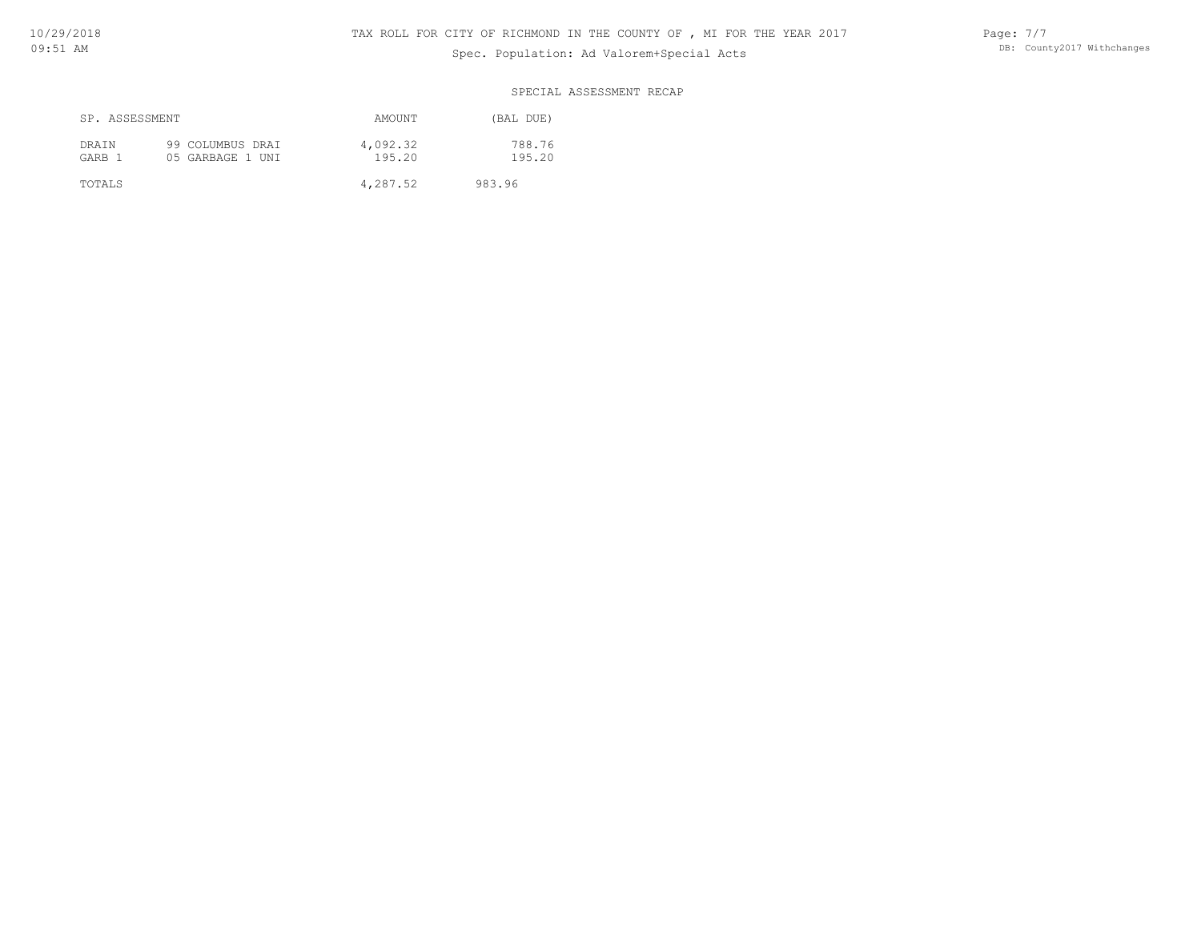TAX ROLL FOR CITY OF RICHMOND IN THE COUNTY OF , MI FOR THE YEAR 2017

Spec. Population: Ad Valorem+Special Acts

## SPECIAL ASSESSMENT RECAP

| SP. ASSESSMENT | | AMOUNT | (BAL DUE) |
|---|---|---|---|
| DRAIN | 99 COLUMBUS DRAI | 4,092.32 | 788.76 |
| GARB 1 | 05 GARBAGE 1 UNI | 195.20 | 195.20 |
| TOTALS | | 4,287.52 | 983.96 |